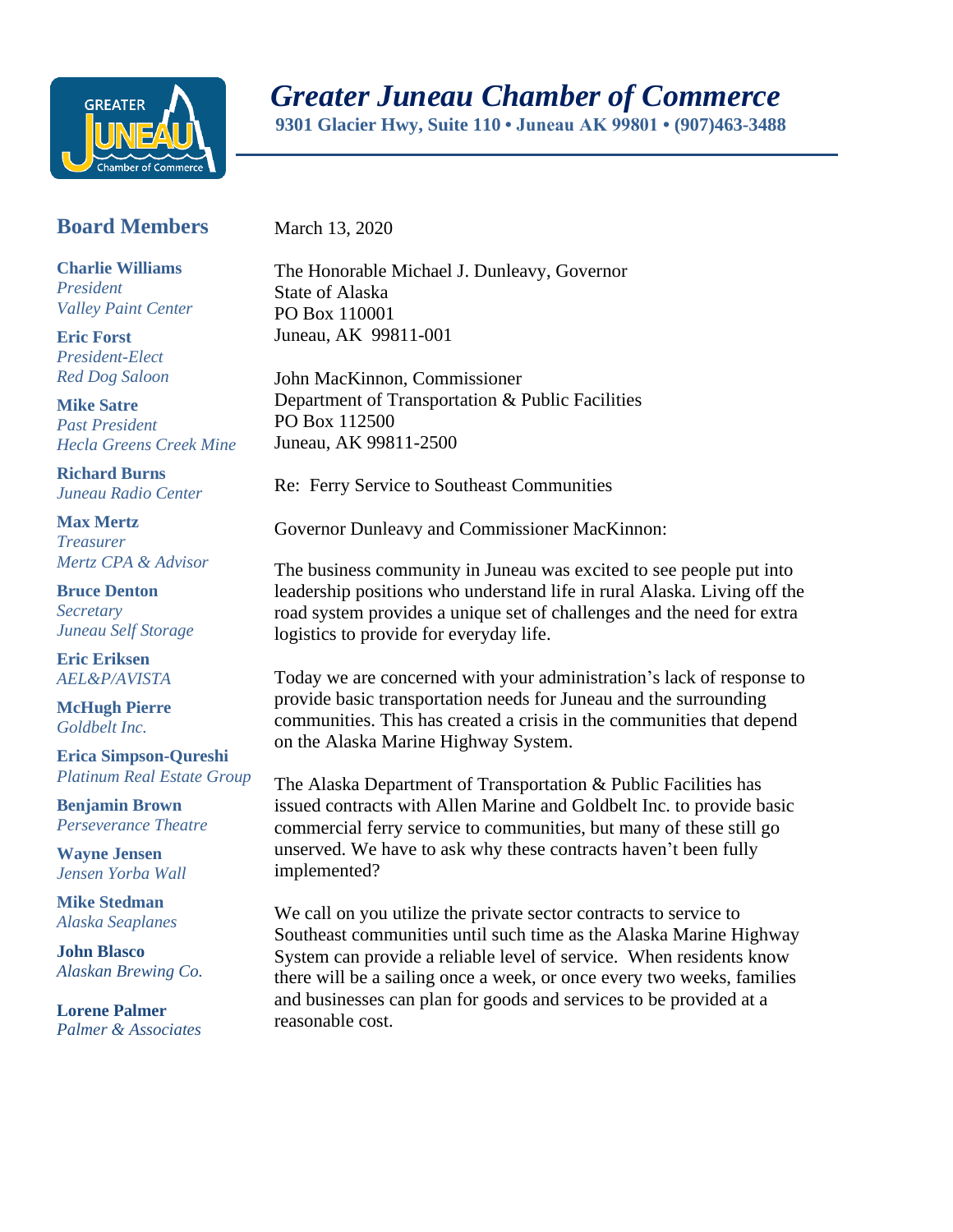# *Greater Juneau Chamber of Commerce*

**9301 Glacier Hwy, Suite 110 • Juneau AK 99801 • (907)463-3488**

## Board Members

**Charlie Williams**
*President*
*Valley Paint Center*

**Eric Forst**
*President-Elect*
*Red Dog Saloon*

**Mike Satre**
*Past President*
*Hecla Greens Creek Mine*

**Richard Burns**
*Juneau Radio Center*

**Max Mertz**
*Treasurer*
*Mertz CPA & Advisor*

**Bruce Denton**
*Secretary*
*Juneau Self Storage*

**Eric Eriksen**
*AEL&P/AVISTA*

**McHugh Pierre**
*Goldbelt Inc.*

**Erica Simpson-Qureshi**
*Platinum Real Estate Group*

**Benjamin Brown**
*Perseverance Theatre*

**Wayne Jensen**
*Jensen Yorba Wall*

**Mike Stedman**
*Alaska Seaplanes*

**John Blasco**
*Alaskan Brewing Co.*

**Lorene Palmer**
*Palmer & Associates*

March 13, 2020

The Honorable Michael J. Dunleavy, Governor
State of Alaska
PO Box 110001
Juneau, AK 99811-001

John MacKinnon, Commissioner
Department of Transportation & Public Facilities
PO Box 112500
Juneau, AK 99811-2500

Re: Ferry Service to Southeast Communities

Governor Dunleavy and Commissioner MacKinnon:

The business community in Juneau was excited to see people put into leadership positions who understand life in rural Alaska. Living off the road system provides a unique set of challenges and the need for extra logistics to provide for everyday life.

Today we are concerned with your administration's lack of response to provide basic transportation needs for Juneau and the surrounding communities. This has created a crisis in the communities that depend on the Alaska Marine Highway System.

The Alaska Department of Transportation & Public Facilities has issued contracts with Allen Marine and Goldbelt Inc. to provide basic commercial ferry service to communities, but many of these still go unserved. We have to ask why these contracts haven't been fully implemented?

We call on you utilize the private sector contracts to service to Southeast communities until such time as the Alaska Marine Highway System can provide a reliable level of service. When residents know there will be a sailing once a week, or once every two weeks, families and businesses can plan for goods and services to be provided at a reasonable cost.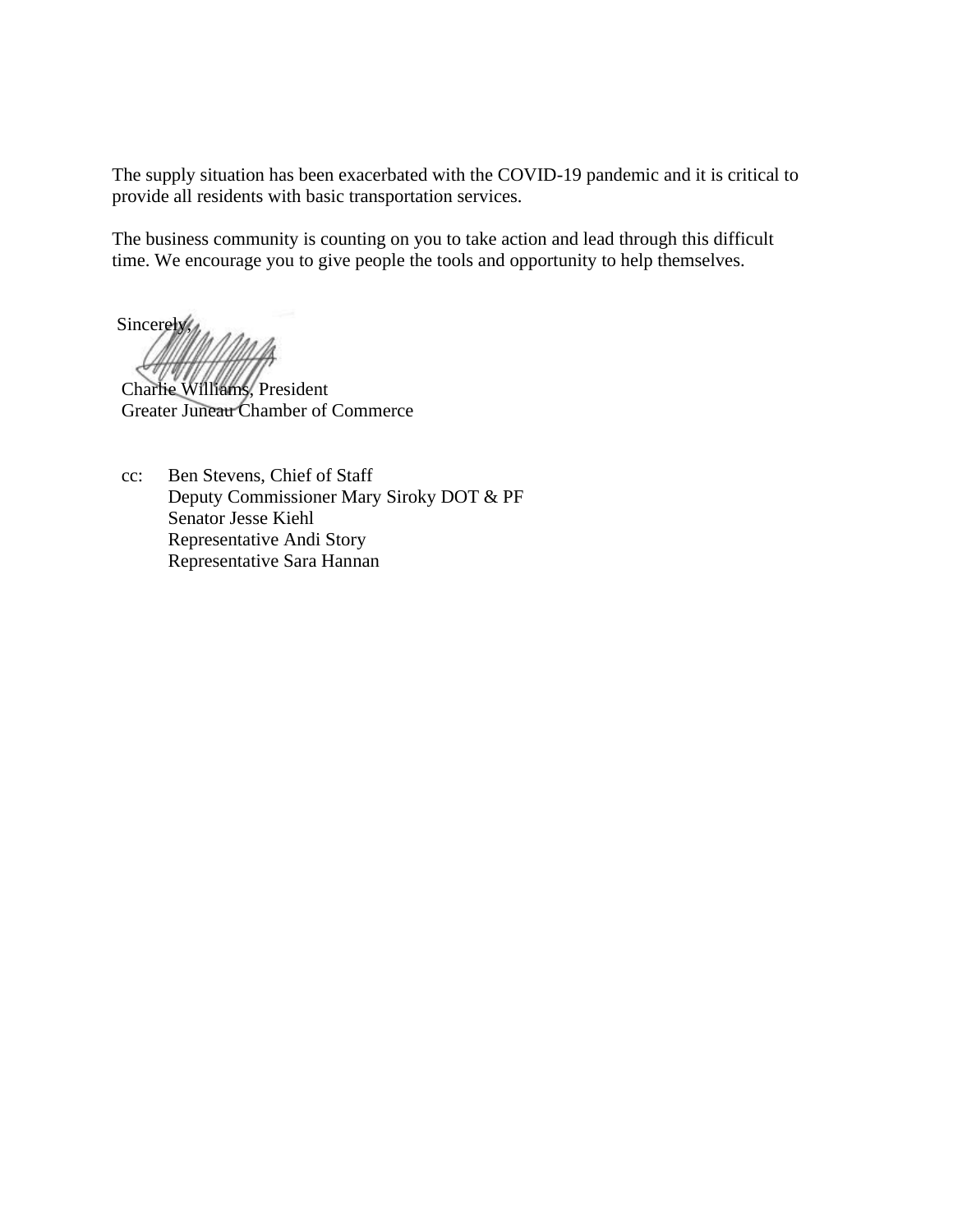The supply situation has been exacerbated with the COVID-19 pandemic and it is critical to provide all residents with basic transportation services.

The business community is counting on you to take action and lead through this difficult time. We encourage you to give people the tools and opportunity to help themselves.

Sincerely,

Charlie Williams, President
Greater Juneau Chamber of Commerce

cc: Ben Stevens, Chief of Staff
Deputy Commissioner Mary Siroky DOT & PF
Senator Jesse Kiehl
Representative Andi Story
Representative Sara Hannan